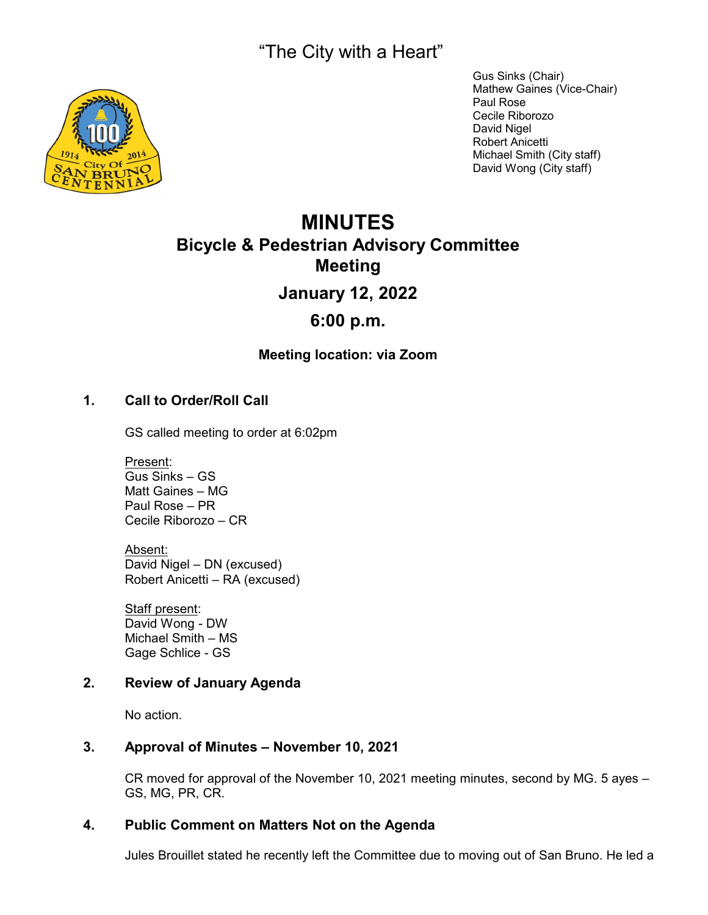"The City with a Heart"

Gus Sinks (Chair)
Mathew Gaines (Vice-Chair)
Paul Rose
Cecile Riborozo
David Nigel
Robert Anicetti
Michael Smith (City staff)
David Wong (City staff)

# MINUTES

## Bicycle & Pedestrian Advisory Committee Meeting

## January 12, 2022

## 6:00 p.m.

**Meeting location: via Zoom**

### 1. Call to Order/Roll Call

GS called meeting to order at 6:02pm

Present:
Gus Sinks – GS
Matt Gaines – MG
Paul Rose – PR
Cecile Riborozo – CR

Absent:
David Nigel – DN (excused)
Robert Anicetti – RA (excused)

Staff present:
David Wong - DW
Michael Smith – MS
Gage Schlice - GS

### 2. Review of January Agenda

No action.

### 3. Approval of Minutes – November 10, 2021

CR moved for approval of the November 10, 2021 meeting minutes, second by MG. 5 ayes – GS, MG, PR, CR.

### 4. Public Comment on Matters Not on the Agenda

Jules Brouillet stated he recently left the Committee due to moving out of San Bruno. He led a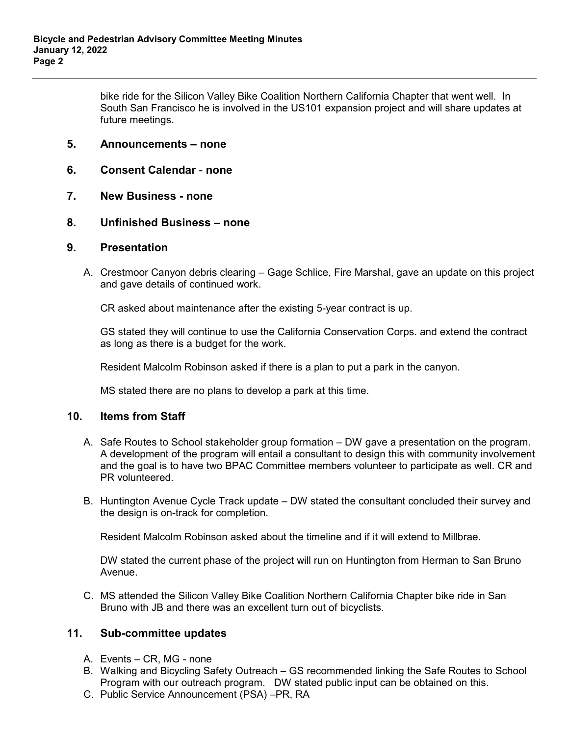bike ride for the Silicon Valley Bike Coalition Northern California Chapter that went well. In South San Francisco he is involved in the US101 expansion project and will share updates at future meetings.

## 5. Announcements – none

## 6. Consent Calendar - none

## 7. New Business - none

## 8. Unfinished Business – none

## 9. Presentation

A. Crestmoor Canyon debris clearing – Gage Schlice, Fire Marshal, gave an update on this project and gave details of continued work.

   CR asked about maintenance after the existing 5-year contract is up.

   GS stated they will continue to use the California Conservation Corps. and extend the contract as long as there is a budget for the work.

   Resident Malcolm Robinson asked if there is a plan to put a park in the canyon.

   MS stated there are no plans to develop a park at this time.

## 10. Items from Staff

A. Safe Routes to School stakeholder group formation – DW gave a presentation on the program. A development of the program will entail a consultant to design this with community involvement and the goal is to have two BPAC Committee members volunteer to participate as well. CR and PR volunteered.

B. Huntington Avenue Cycle Track update – DW stated the consultant concluded their survey and the design is on-track for completion.

   Resident Malcolm Robinson asked about the timeline and if it will extend to Millbrae.

   DW stated the current phase of the project will run on Huntington from Herman to San Bruno Avenue.

C. MS attended the Silicon Valley Bike Coalition Northern California Chapter bike ride in San Bruno with JB and there was an excellent turn out of bicyclists.

## 11. Sub-committee updates

A. Events – CR, MG - none
B. Walking and Bicycling Safety Outreach – GS recommended linking the Safe Routes to School Program with our outreach program. DW stated public input can be obtained on this.
C. Public Service Announcement (PSA) –PR, RA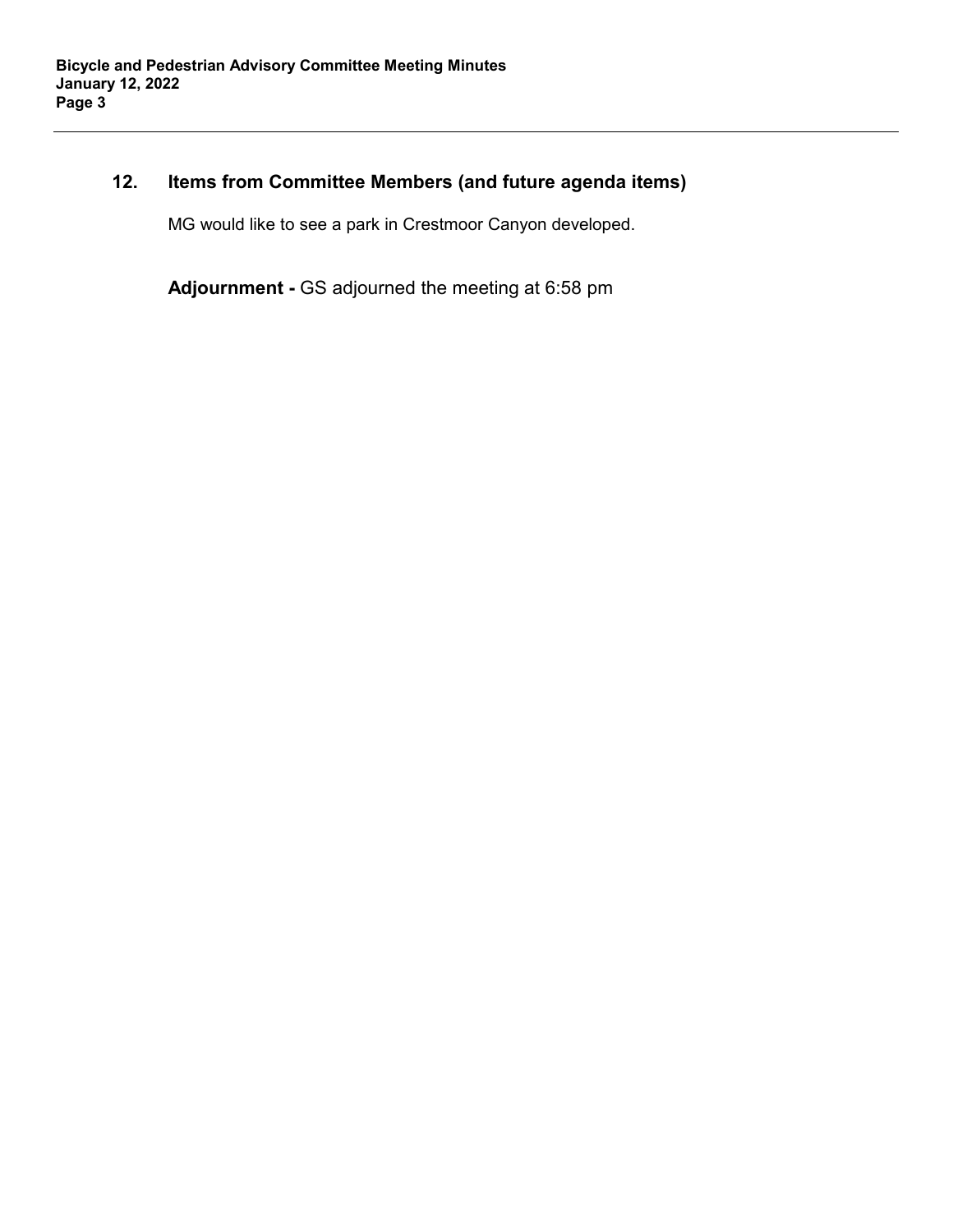## 12. Items from Committee Members (and future agenda items)

MG would like to see a park in Crestmoor Canyon developed.

**Adjournment -** GS adjourned the meeting at 6:58 pm